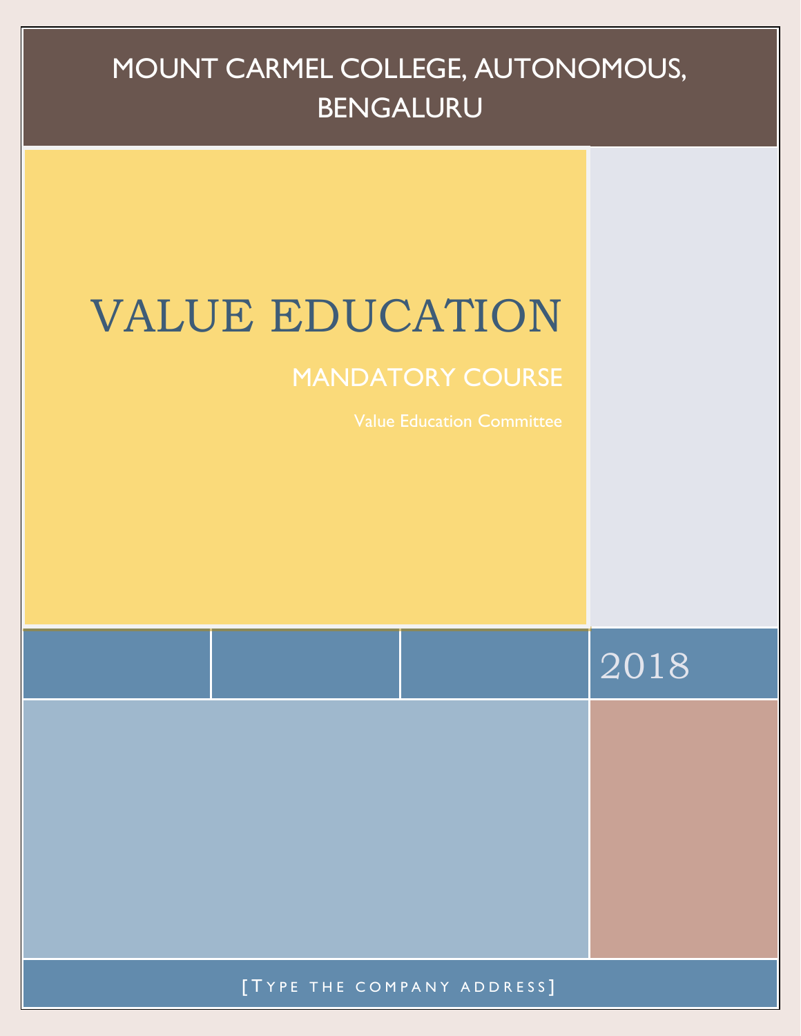# MOUNT CARMEL COLLEGE, AUTONOMOUS, BENGALURU

# VALUE EDUCATION

## MANDATORY COURSE

Value Education Committee

2018

[Type the company address]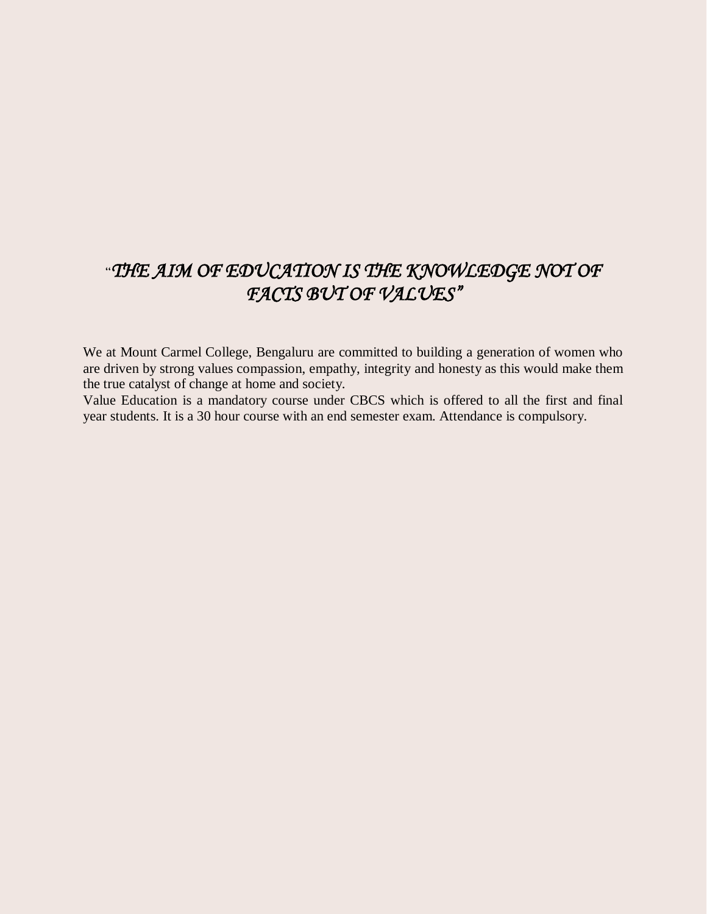*"THE AIM OF EDUCATION IS THE KNOWLEDGE NOT OF FACTS BUT OF VALUES"*

We at Mount Carmel College, Bengaluru are committed to building a generation of women who are driven by strong values compassion, empathy, integrity and honesty as this would make them the true catalyst of change at home and society.

Value Education is a mandatory course under CBCS which is offered to all the first and final year students. It is a 30 hour course with an end semester exam. Attendance is compulsory.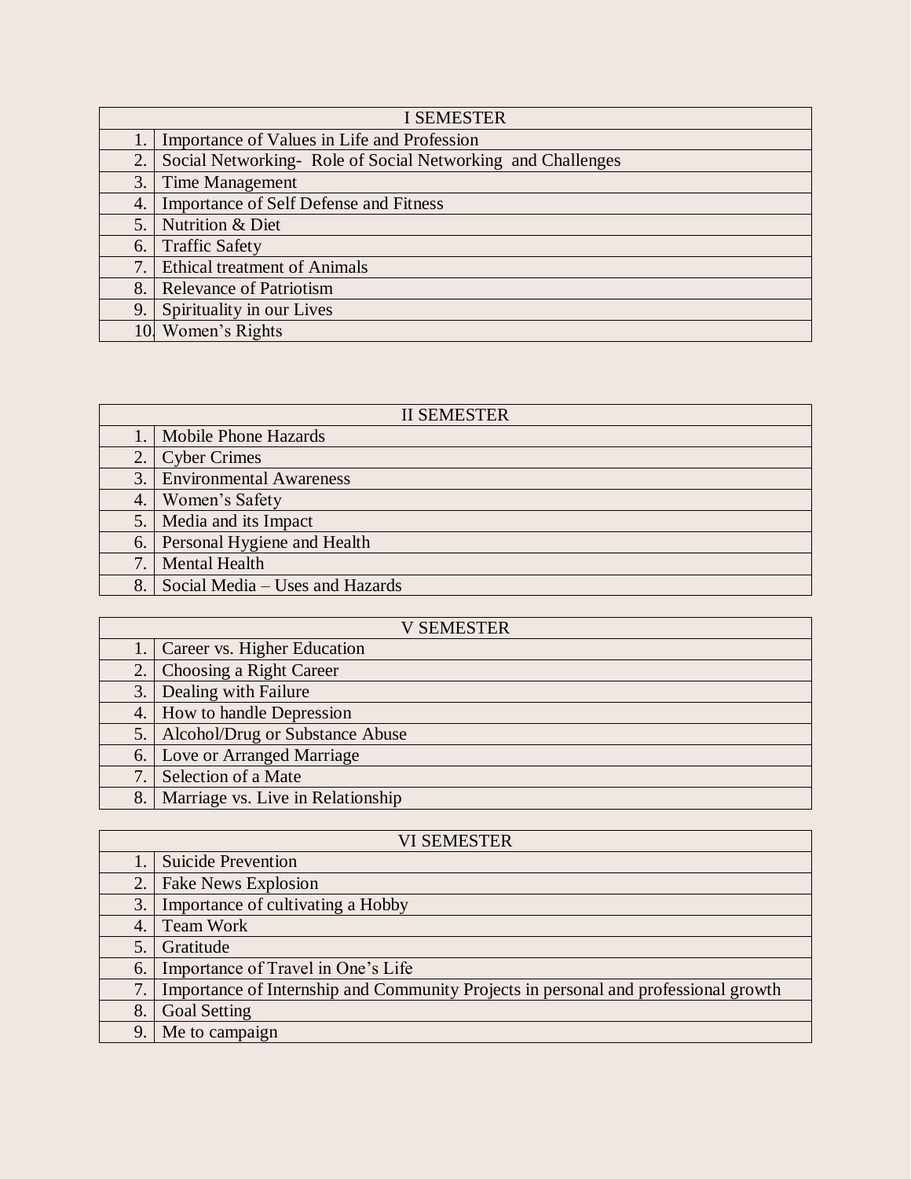| I SEMESTER | |
|---|---|
| 1. | Importance of Values in Life and Profession |
| 2. | Social Networking- Role of Social Networking and Challenges |
| 3. | Time Management |
| 4. | Importance of Self Defense and Fitness |
| 5. | Nutrition & Diet |
| 6. | Traffic Safety |
| 7. | Ethical treatment of Animals |
| 8. | Relevance of Patriotism |
| 9. | Spirituality in our Lives |
| 10. | Women's Rights |

| II SEMESTER | |
|---|---|
| 1. | Mobile Phone Hazards |
| 2. | Cyber Crimes |
| 3. | Environmental Awareness |
| 4. | Women's Safety |
| 5. | Media and its Impact |
| 6. | Personal Hygiene and Health |
| 7. | Mental Health |
| 8. | Social Media – Uses and Hazards |

| V SEMESTER | |
|---|---|
| 1. | Career vs. Higher Education |
| 2. | Choosing a Right Career |
| 3. | Dealing with Failure |
| 4. | How to handle Depression |
| 5. | Alcohol/Drug or Substance Abuse |
| 6. | Love or Arranged Marriage |
| 7. | Selection of a Mate |
| 8. | Marriage vs. Live in Relationship |

| VI SEMESTER | |
|---|---|
| 1. | Suicide Prevention |
| 2. | Fake News Explosion |
| 3. | Importance of cultivating a Hobby |
| 4. | Team Work |
| 5. | Gratitude |
| 6. | Importance of Travel in One's Life |
| 7. | Importance of Internship and Community Projects in personal and professional growth |
| 8. | Goal Setting |
| 9. | Me to campaign |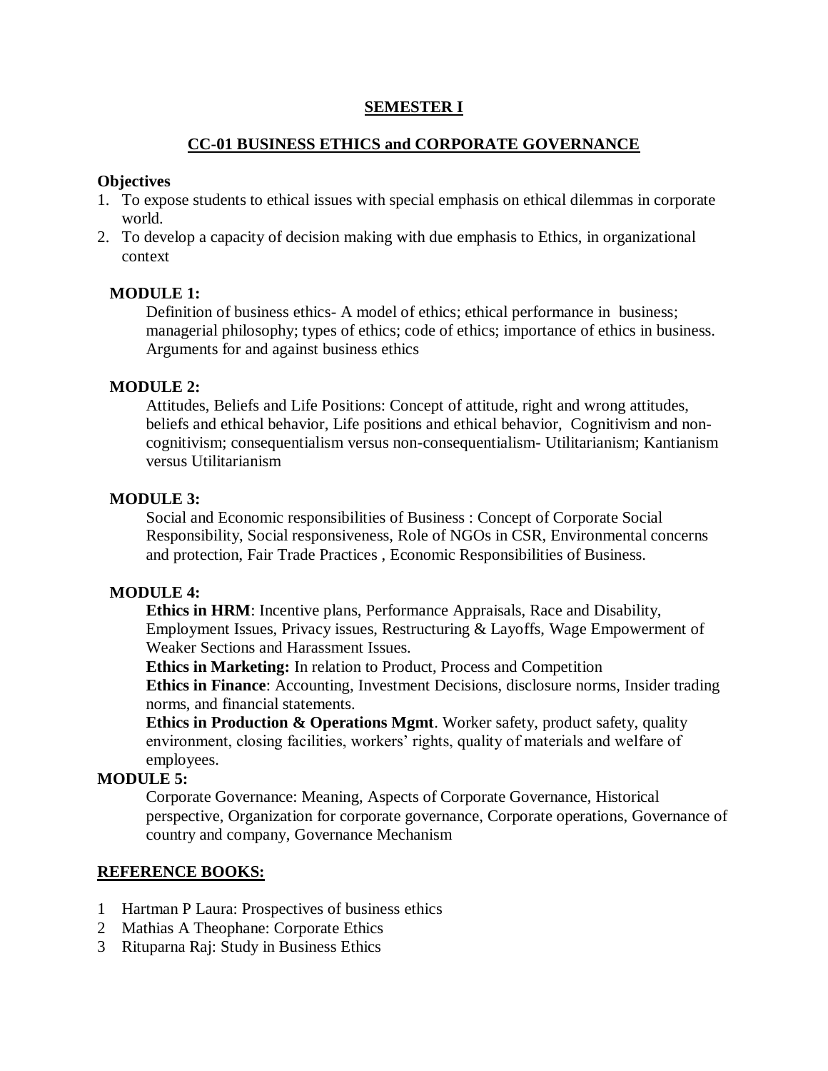## SEMESTER I

## CC-01 BUSINESS ETHICS and CORPORATE GOVERNANCE

**Objectives**

1. To expose students to ethical issues with special emphasis on ethical dilemmas in corporate world.
2. To develop a capacity of decision making with due emphasis to Ethics, in organizational context

**MODULE 1:**

Definition of business ethics- A model of ethics; ethical performance in business; managerial philosophy; types of ethics; code of ethics; importance of ethics in business. Arguments for and against business ethics

**MODULE 2:**

Attitudes, Beliefs and Life Positions: Concept of attitude, right and wrong attitudes, beliefs and ethical behavior, Life positions and ethical behavior, Cognitivism and non-cognitivism; consequentialism versus non-consequentialism- Utilitarianism; Kantianism versus Utilitarianism

**MODULE 3:**

Social and Economic responsibilities of Business : Concept of Corporate Social Responsibility, Social responsiveness, Role of NGOs in CSR, Environmental concerns and protection, Fair Trade Practices , Economic Responsibilities of Business.

**MODULE 4:**

**Ethics in HRM**: Incentive plans, Performance Appraisals, Race and Disability, Employment Issues, Privacy issues, Restructuring & Layoffs, Wage Empowerment of Weaker Sections and Harassment Issues.

**Ethics in Marketing:** In relation to Product, Process and Competition

**Ethics in Finance**: Accounting, Investment Decisions, disclosure norms, Insider trading norms, and financial statements.

**Ethics in Production & Operations Mgmt**. Worker safety, product safety, quality environment, closing facilities, workers' rights, quality of materials and welfare of employees.

**MODULE 5:**

Corporate Governance: Meaning, Aspects of Corporate Governance, Historical perspective, Organization for corporate governance, Corporate operations, Governance of country and company, Governance Mechanism

**REFERENCE BOOKS:**

1 Hartman P Laura: Prospectives of business ethics
2 Mathias A Theophane: Corporate Ethics
3 Rituparna Raj: Study in Business Ethics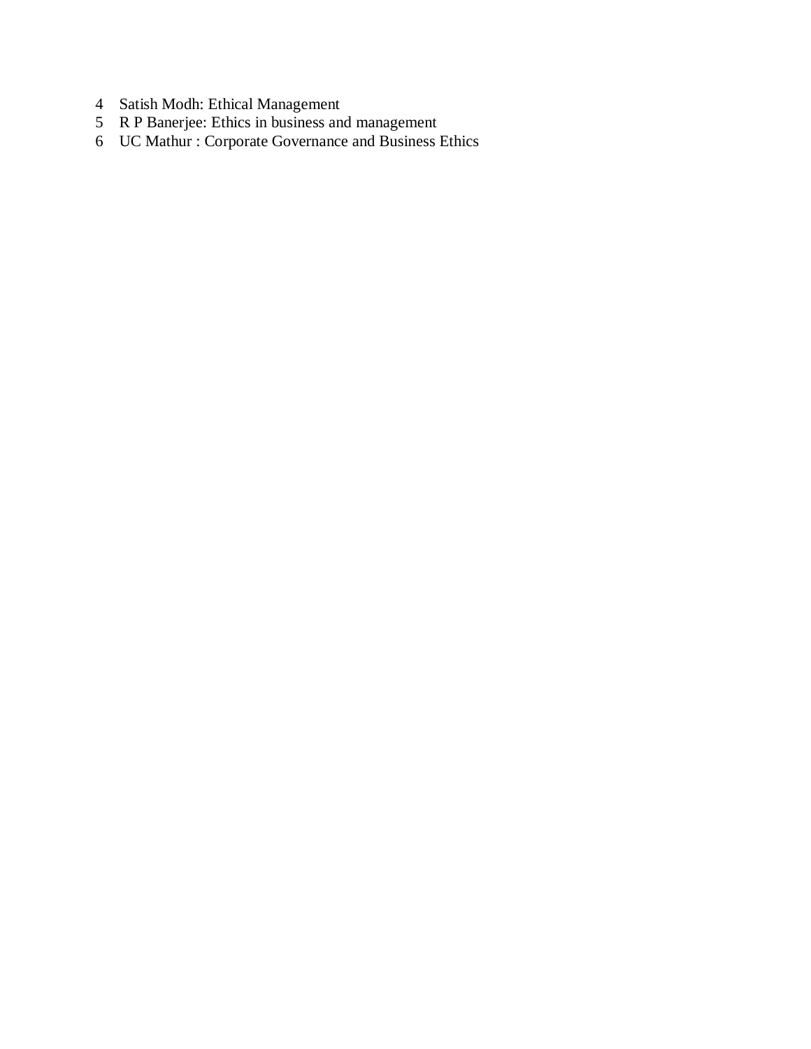4. Satish Modh: Ethical Management
5. R P Banerjee: Ethics in business and management
6. UC Mathur : Corporate Governance and Business Ethics